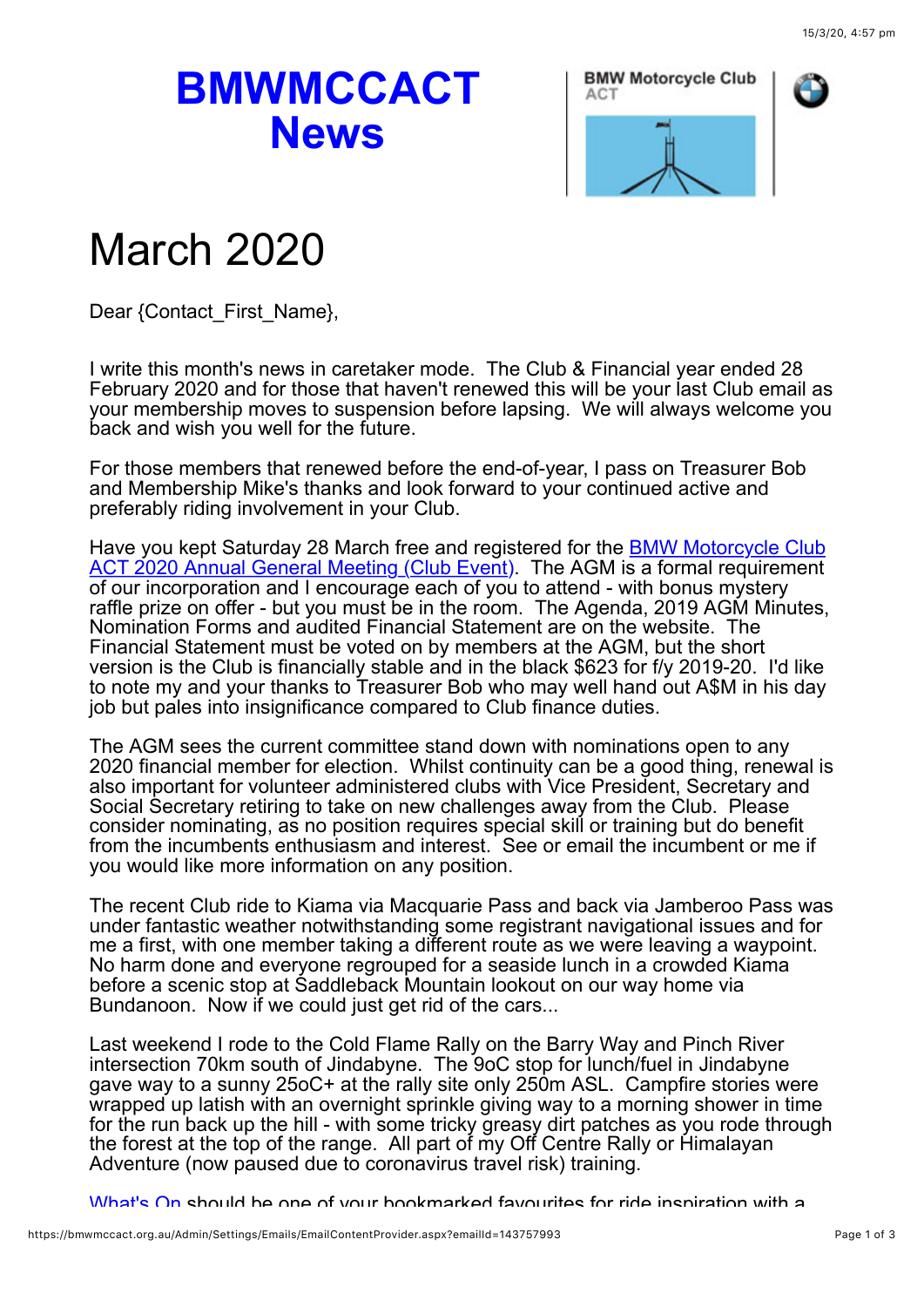# BMWMCCACT News

BMW Motorcycle Club ACT

# March 2020

Dear {Contact_First_Name},

I write this month's news in caretaker mode. The Club & Financial year ended 28 February 2020 and for those that haven't renewed this will be your last Club email as your membership moves to suspension before lapsing. We will always welcome you back and wish you well for the future.

For those members that renewed before the end-of-year, I pass on Treasurer Bob and Membership Mike's thanks and look forward to your continued active and preferably riding involvement in your Club.

Have you kept Saturday 28 March free and registered for the [BMW Motorcycle Club ACT 2020 Annual General Meeting (Club Event)](). The AGM is a formal requirement of our incorporation and I encourage each of you to attend - with bonus mystery raffle prize on offer - but you must be in the room. The Agenda, 2019 AGM Minutes, Nomination Forms and audited Financial Statement are on the website. The Financial Statement must be voted on by members at the AGM, but the short version is the Club is financially stable and in the black $623 for f/y 2019-20. I'd like to note my and your thanks to Treasurer Bob who may well hand out A$M in his day job but pales into insignificance compared to Club finance duties.

The AGM sees the current committee stand down with nominations open to any 2020 financial member for election. Whilst continuity can be a good thing, renewal is also important for volunteer administered clubs with Vice President, Secretary and Social Secretary retiring to take on new challenges away from the Club. Please consider nominating, as no position requires special skill or training but do benefit from the incumbents enthusiasm and interest. See or email the incumbent or me if you would like more information on any position.

The recent Club ride to Kiama via Macquarie Pass and back via Jamberoo Pass was under fantastic weather notwithstanding some registrant navigational issues and for me a first, with one member taking a different route as we were leaving a waypoint. No harm done and everyone regrouped for a seaside lunch in a crowded Kiama before a scenic stop at Saddleback Mountain lookout on our way home via Bundanoon. Now if we could just get rid of the cars...

Last weekend I rode to the Cold Flame Rally on the Barry Way and Pinch River intersection 70km south of Jindabyne. The 9oC stop for lunch/fuel in Jindabyne gave way to a sunny 25oC+ at the rally site only 250m ASL. Campfire stories were wrapped up latish with an overnight sprinkle giving way to a morning shower in time for the run back up the hill - with some tricky greasy dirt patches as you rode through the forest at the top of the range. All part of my Off Centre Rally or Himalayan Adventure (now paused due to coronavirus travel risk) training.

[What's On]() should be one of your bookmarked favourites for ride inspiration with a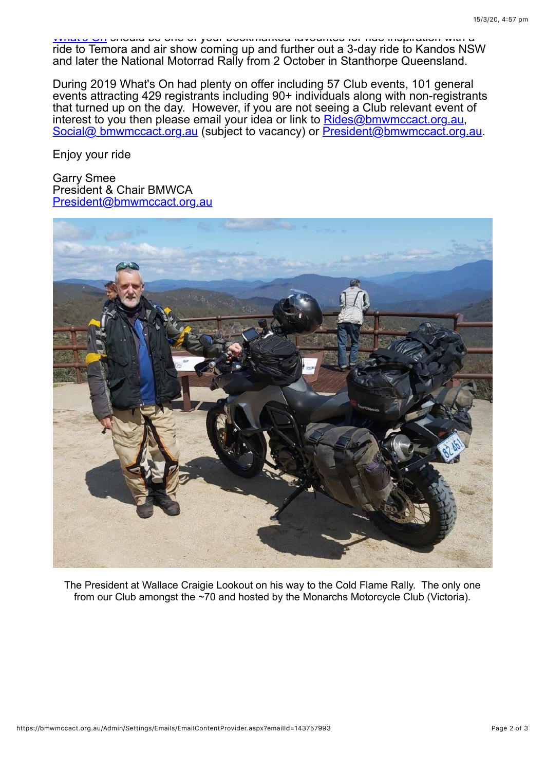What's On should be one of your bookmarked favourites for ride inspiration with a ride to Temora and air show coming up and further out a 3-day ride to Kandos NSW and later the National Motorrad Rally from 2 October in Stanthorpe Queensland.

During 2019 What's On had plenty on offer including 57 Club events, 101 general events attracting 429 registrants including 90+ individuals along with non-registrants that turned up on the day. However, if you are not seeing a Club relevant event of interest to you then please email your idea or link to Rides@bmwmccact.org.au, Social@ bmwmccact.org.au (subject to vacancy) or President@bmwmccact.org.au.

Enjoy your ride

Garry Smee
President & Chair BMWCA
President@bmwmccact.org.au

The President at Wallace Craigie Lookout on his way to the Cold Flame Rally. The only one from our Club amongst the ~70 and hosted by the Monarchs Motorcycle Club (Victoria).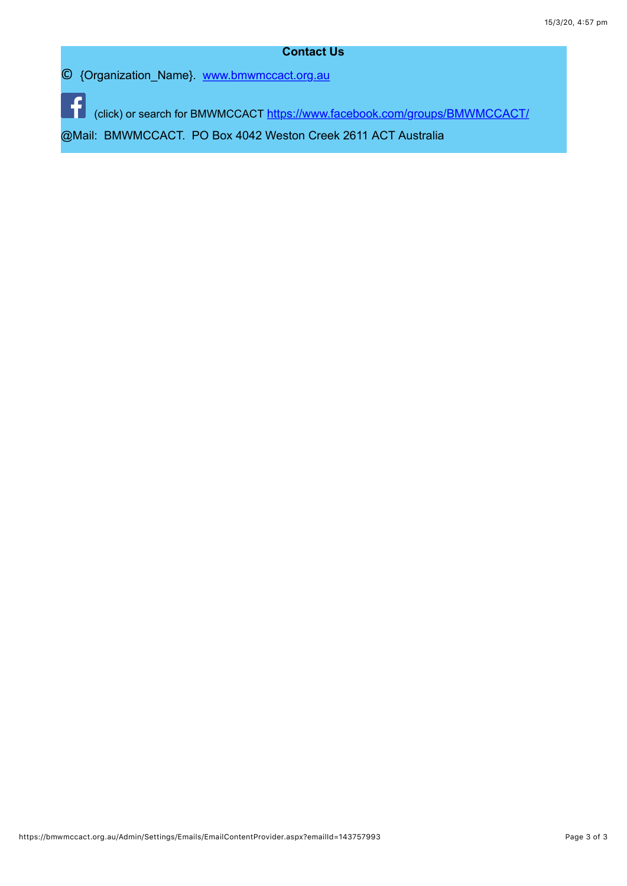**Contact Us**

© {Organization_Name}. [www.bmwmccact.org.au](http://www.bmwmccact.org.au)

(click) or search for BMWMCCACT [https://www.facebook.com/groups/BMWMCCACT/](https://www.facebook.com/groups/BMWMCCACT/)

@Mail: BMWMCCACT. PO Box 4042 Weston Creek 2611 ACT Australia